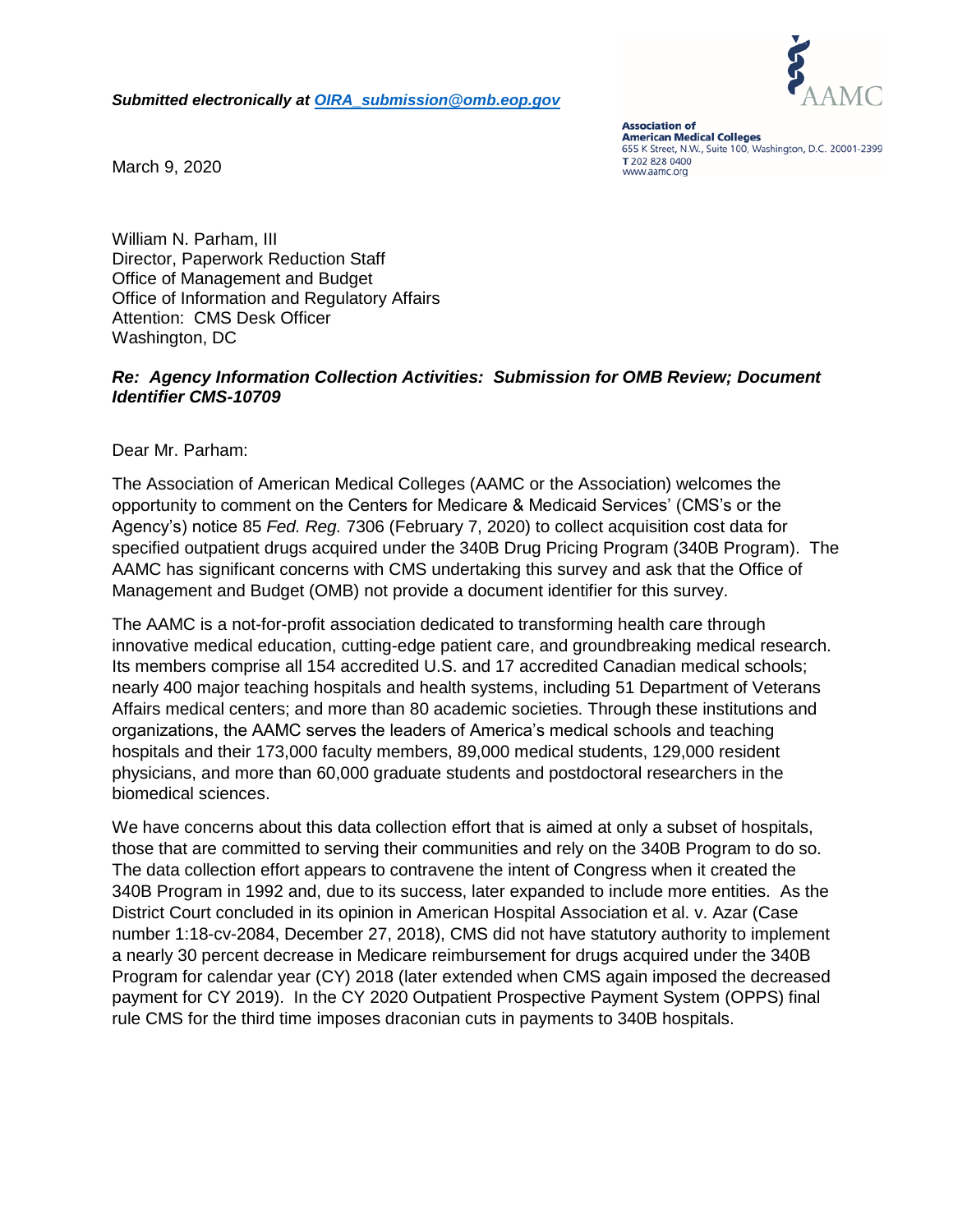***Submitted electronically at [OIRA_submission@omb.eop.gov](mailto:OIRA_submission@omb.eop.gov)***

**Association of American Medical Colleges**
655 K Street, N.W., Suite 100, Washington, D.C. 20001-2399
T 202 828 0400
www.aamc.org

March 9, 2020

William N. Parham, III
Director, Paperwork Reduction Staff
Office of Management and Budget
Office of Information and Regulatory Affairs
Attention: CMS Desk Officer
Washington, DC

***Re: Agency Information Collection Activities: Submission for OMB Review; Document Identifier CMS-10709***

Dear Mr. Parham:

The Association of American Medical Colleges (AAMC or the Association) welcomes the opportunity to comment on the Centers for Medicare & Medicaid Services' (CMS's or the Agency's) notice 85 *Fed. Reg.* 7306 (February 7, 2020) to collect acquisition cost data for specified outpatient drugs acquired under the 340B Drug Pricing Program (340B Program). The AAMC has significant concerns with CMS undertaking this survey and ask that the Office of Management and Budget (OMB) not provide a document identifier for this survey.

The AAMC is a not-for-profit association dedicated to transforming health care through innovative medical education, cutting-edge patient care, and groundbreaking medical research. Its members comprise all 154 accredited U.S. and 17 accredited Canadian medical schools; nearly 400 major teaching hospitals and health systems, including 51 Department of Veterans Affairs medical centers; and more than 80 academic societies. Through these institutions and organizations, the AAMC serves the leaders of America's medical schools and teaching hospitals and their 173,000 faculty members, 89,000 medical students, 129,000 resident physicians, and more than 60,000 graduate students and postdoctoral researchers in the biomedical sciences.

We have concerns about this data collection effort that is aimed at only a subset of hospitals, those that are committed to serving their communities and rely on the 340B Program to do so. The data collection effort appears to contravene the intent of Congress when it created the 340B Program in 1992 and, due to its success, later expanded to include more entities. As the District Court concluded in its opinion in American Hospital Association et al. v. Azar (Case number 1:18-cv-2084, December 27, 2018), CMS did not have statutory authority to implement a nearly 30 percent decrease in Medicare reimbursement for drugs acquired under the 340B Program for calendar year (CY) 2018 (later extended when CMS again imposed the decreased payment for CY 2019). In the CY 2020 Outpatient Prospective Payment System (OPPS) final rule CMS for the third time imposes draconian cuts in payments to 340B hospitals.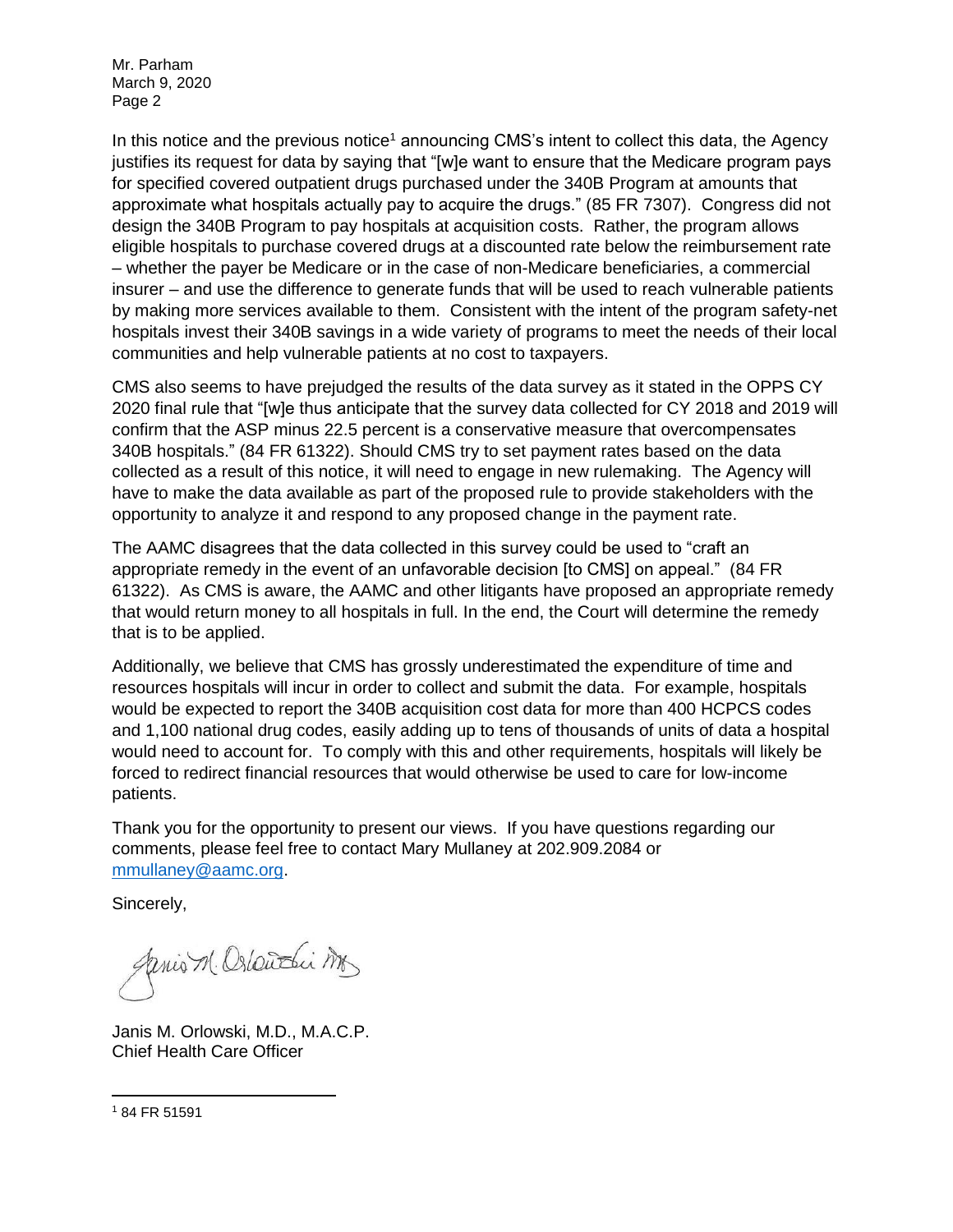In this notice and the previous notice[1] announcing CMS's intent to collect this data, the Agency justifies its request for data by saying that "[w]e want to ensure that the Medicare program pays for specified covered outpatient drugs purchased under the 340B Program at amounts that approximate what hospitals actually pay to acquire the drugs." (85 FR 7307). Congress did not design the 340B Program to pay hospitals at acquisition costs. Rather, the program allows eligible hospitals to purchase covered drugs at a discounted rate below the reimbursement rate – whether the payer be Medicare or in the case of non-Medicare beneficiaries, a commercial insurer – and use the difference to generate funds that will be used to reach vulnerable patients by making more services available to them. Consistent with the intent of the program safety-net hospitals invest their 340B savings in a wide variety of programs to meet the needs of their local communities and help vulnerable patients at no cost to taxpayers.

CMS also seems to have prejudged the results of the data survey as it stated in the OPPS CY 2020 final rule that "[w]e thus anticipate that the survey data collected for CY 2018 and 2019 will confirm that the ASP minus 22.5 percent is a conservative measure that overcompensates 340B hospitals." (84 FR 61322). Should CMS try to set payment rates based on the data collected as a result of this notice, it will need to engage in new rulemaking. The Agency will have to make the data available as part of the proposed rule to provide stakeholders with the opportunity to analyze it and respond to any proposed change in the payment rate.

The AAMC disagrees that the data collected in this survey could be used to "craft an appropriate remedy in the event of an unfavorable decision [to CMS] on appeal." (84 FR 61322). As CMS is aware, the AAMC and other litigants have proposed an appropriate remedy that would return money to all hospitals in full. In the end, the Court will determine the remedy that is to be applied.

Additionally, we believe that CMS has grossly underestimated the expenditure of time and resources hospitals will incur in order to collect and submit the data. For example, hospitals would be expected to report the 340B acquisition cost data for more than 400 HCPCS codes and 1,100 national drug codes, easily adding up to tens of thousands of units of data a hospital would need to account for. To comply with this and other requirements, hospitals will likely be forced to redirect financial resources that would otherwise be used to care for low-income patients.

Thank you for the opportunity to present our views. If you have questions regarding our comments, please feel free to contact Mary Mullaney at 202.909.2084 or mmullaney@aamc.org.

Sincerely,

Janis M. Orlowski, M.D., M.A.C.P.
Chief Health Care Officer

[1] 84 FR 51591